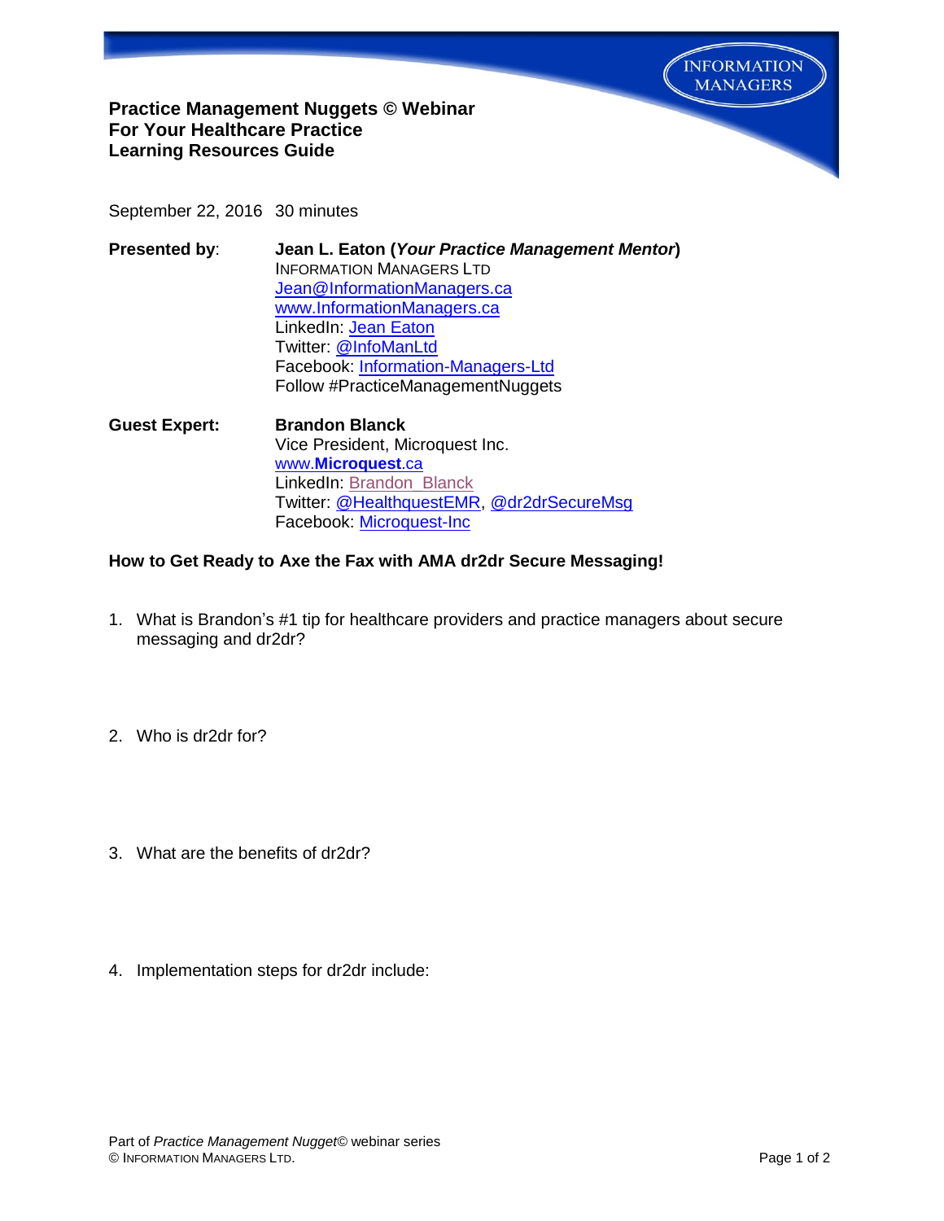**Practice Management Nuggets © Webinar**
**For Your Healthcare Practice**
**Learning Resources Guide**

INFORMATION MANAGERS

September 22, 2016 30 minutes

**Presented by**: **Jean L. Eaton (*Your Practice Management Mentor*)**
INFORMATION MANAGERS LTD
Jean@InformationManagers.ca
www.InformationManagers.ca
LinkedIn: Jean Eaton
Twitter: @InfoManLtd
Facebook: Information-Managers-Ltd
Follow #PracticeManagementNuggets

**Guest Expert:** **Brandon Blanck**
Vice President, Microquest Inc.
www.**Microquest**.ca
LinkedIn: Brandon_Blanck
Twitter: @HealthquestEMR, @dr2drSecureMsg
Facebook: Microquest-Inc

**How to Get Ready to Axe the Fax with AMA dr2dr Secure Messaging!**

1. What is Brandon's #1 tip for healthcare providers and practice managers about secure messaging and dr2dr?

2. Who is dr2dr for?

3. What are the benefits of dr2dr?

4. Implementation steps for dr2dr include:

Part of *Practice Management Nugget*© webinar series
© INFORMATION MANAGERS LTD.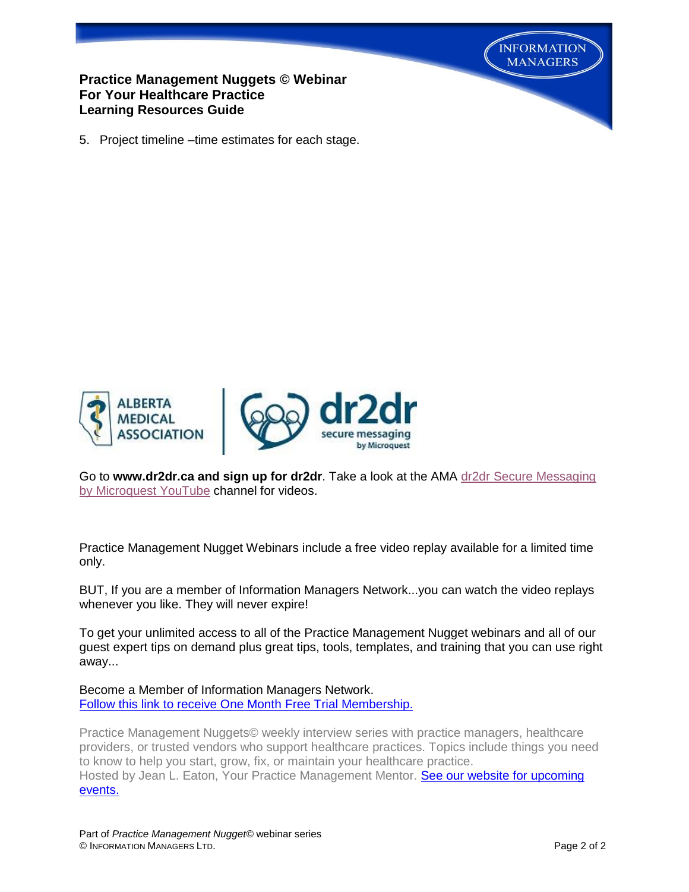5. Project timeline –time estimates for each stage.

Go to **www.dr2dr.ca and sign up for dr2dr**. Take a look at the AMA dr2dr Secure Messaging by Microquest YouTube channel for videos.

Practice Management Nugget Webinars include a free video replay available for a limited time only.

BUT, If you are a member of Information Managers Network...you can watch the video replays whenever you like. They will never expire!

To get your unlimited access to all of the Practice Management Nugget webinars and all of our guest expert tips on demand plus great tips, tools, templates, and training that you can use right away...

Become a Member of Information Managers Network.
Follow this link to receive One Month Free Trial Membership.

Practice Management Nuggets© weekly interview series with practice managers, healthcare providers, or trusted vendors who support healthcare practices. Topics include things you need to know to help you start, grow, fix, or maintain your healthcare practice.
Hosted by Jean L. Eaton, Your Practice Management Mentor. See our website for upcoming events.